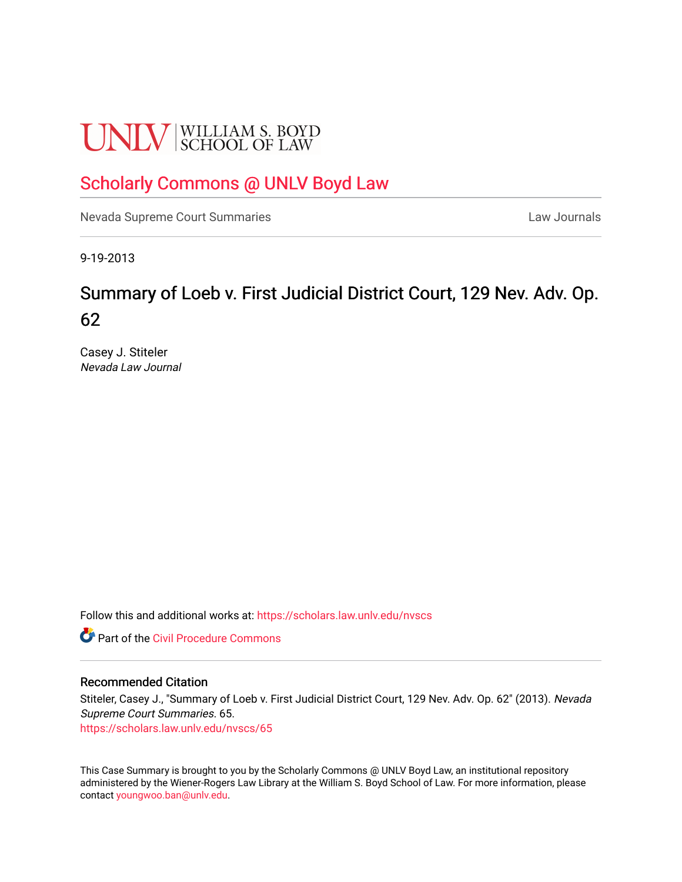UNLV | WILLIAM S. BOYD SCHOOL OF LAW

# Scholarly Commons @ UNLV Boyd Law

Nevada Supreme Court Summaries | Law Journals

9-19-2013

## Summary of Loeb v. First Judicial District Court, 129 Nev. Adv. Op. 62

Casey J. Stiteler
*Nevada Law Journal*

Follow this and additional works at: https://scholars.law.unlv.edu/nvscs

Part of the Civil Procedure Commons

### Recommended Citation

Stiteler, Casey J., "Summary of Loeb v. First Judicial District Court, 129 Nev. Adv. Op. 62" (2013). *Nevada Supreme Court Summaries*. 65.
https://scholars.law.unlv.edu/nvscs/65

This Case Summary is brought to you by the Scholarly Commons @ UNLV Boyd Law, an institutional repository administered by the Wiener-Rogers Law Library at the William S. Boyd School of Law. For more information, please contact youngwoo.ban@unlv.edu.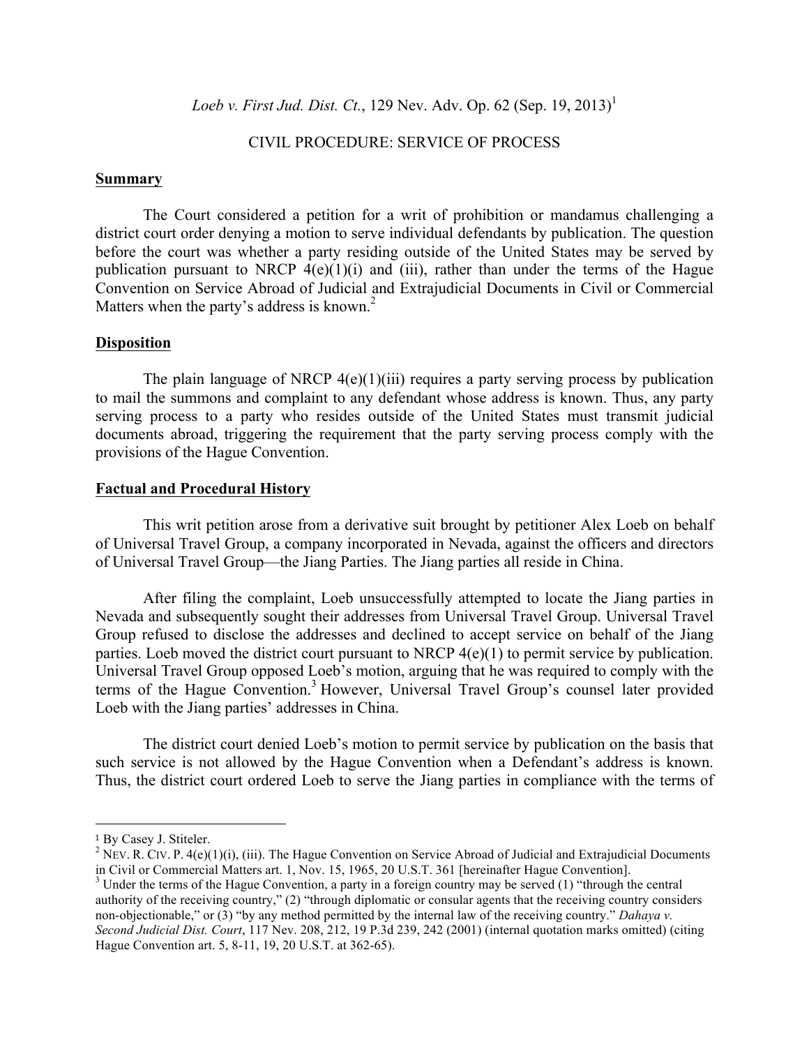*Loeb v. First Jud. Dist. Ct.*, 129 Nev. Adv. Op. 62 (Sep. 19, 2013)[1]

CIVIL PROCEDURE: SERVICE OF PROCESS

## Summary

The Court considered a petition for a writ of prohibition or mandamus challenging a district court order denying a motion to serve individual defendants by publication. The question before the court was whether a party residing outside of the United States may be served by publication pursuant to NRCP 4(e)(1)(i) and (iii), rather than under the terms of the Hague Convention on Service Abroad of Judicial and Extrajudicial Documents in Civil or Commercial Matters when the party's address is known.[2]

## Disposition

The plain language of NRCP 4(e)(1)(iii) requires a party serving process by publication to mail the summons and complaint to any defendant whose address is known. Thus, any party serving process to a party who resides outside of the United States must transmit judicial documents abroad, triggering the requirement that the party serving process comply with the provisions of the Hague Convention.

## Factual and Procedural History

This writ petition arose from a derivative suit brought by petitioner Alex Loeb on behalf of Universal Travel Group, a company incorporated in Nevada, against the officers and directors of Universal Travel Group—the Jiang Parties. The Jiang parties all reside in China.

After filing the complaint, Loeb unsuccessfully attempted to locate the Jiang parties in Nevada and subsequently sought their addresses from Universal Travel Group. Universal Travel Group refused to disclose the addresses and declined to accept service on behalf of the Jiang parties. Loeb moved the district court pursuant to NRCP 4(e)(1) to permit service by publication. Universal Travel Group opposed Loeb's motion, arguing that he was required to comply with the terms of the Hague Convention.[3] However, Universal Travel Group's counsel later provided Loeb with the Jiang parties' addresses in China.

The district court denied Loeb's motion to permit service by publication on the basis that such service is not allowed by the Hague Convention when a Defendant's address is known. Thus, the district court ordered Loeb to serve the Jiang parties in compliance with the terms of

---

[1] By Casey J. Stiteler.

[2] NEV. R. CIV. P. 4(e)(1)(i), (iii). The Hague Convention on Service Abroad of Judicial and Extrajudicial Documents in Civil or Commercial Matters art. 1, Nov. 15, 1965, 20 U.S.T. 361 [hereinafter Hague Convention].

[3] Under the terms of the Hague Convention, a party in a foreign country may be served (1) "through the central authority of the receiving country," (2) "through diplomatic or consular agents that the receiving country considers non-objectionable," or (3) "by any method permitted by the internal law of the receiving country." *Dahaya v. Second Judicial Dist. Court*, 117 Nev. 208, 212, 19 P.3d 239, 242 (2001) (internal quotation marks omitted) (citing Hague Convention art. 5, 8-11, 19, 20 U.S.T. at 362-65).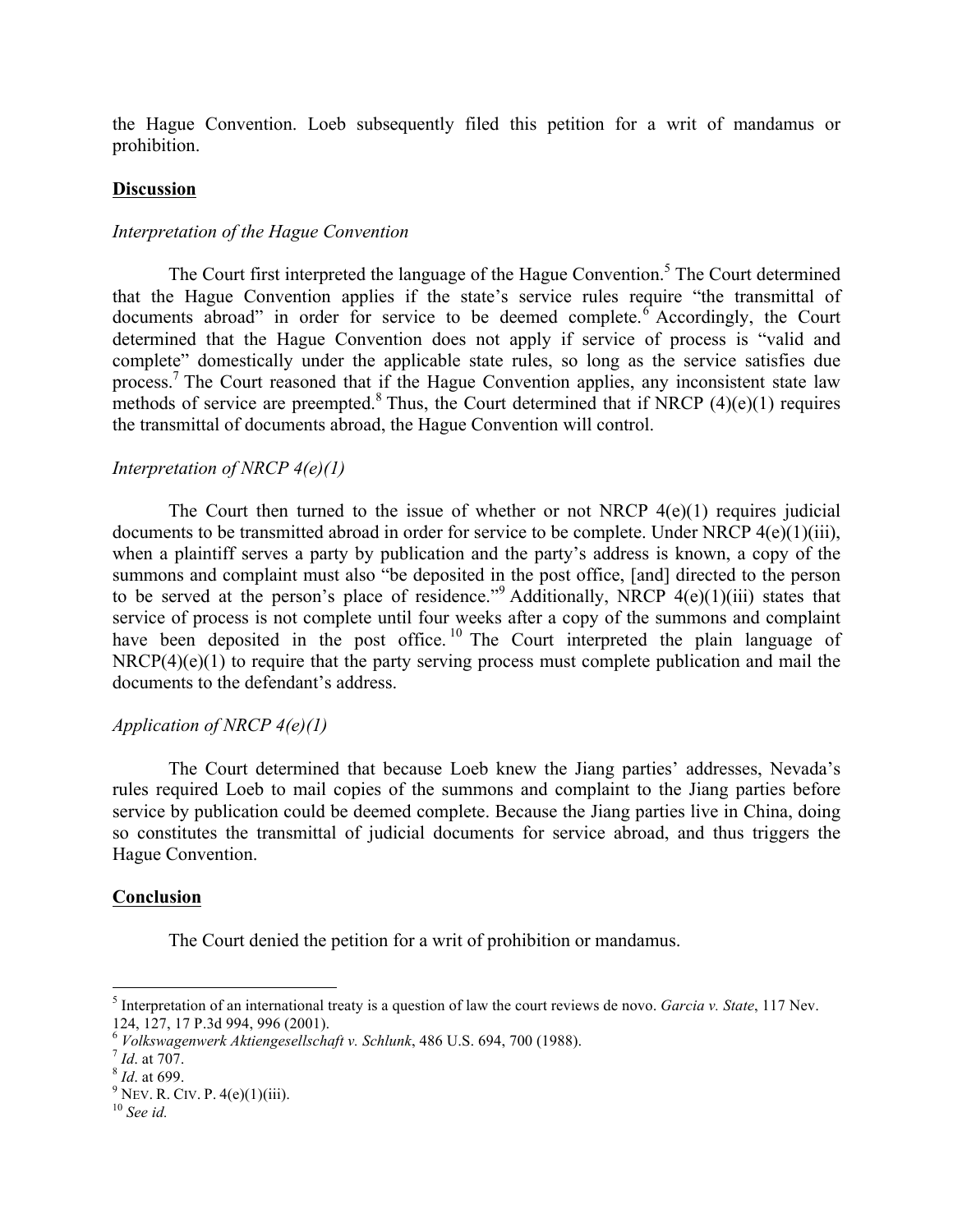the Hague Convention. Loeb subsequently filed this petition for a writ of mandamus or prohibition.

## Discussion

*Interpretation of the Hague Convention*

The Court first interpreted the language of the Hague Convention.[5] The Court determined that the Hague Convention applies if the state's service rules require "the transmittal of documents abroad" in order for service to be deemed complete.[6] Accordingly, the Court determined that the Hague Convention does not apply if service of process is "valid and complete" domestically under the applicable state rules, so long as the service satisfies due process.[7] The Court reasoned that if the Hague Convention applies, any inconsistent state law methods of service are preempted.[8] Thus, the Court determined that if NRCP (4)(e)(1) requires the transmittal of documents abroad, the Hague Convention will control.

*Interpretation of NRCP 4(e)(1)*

The Court then turned to the issue of whether or not NRCP 4(e)(1) requires judicial documents to be transmitted abroad in order for service to be complete. Under NRCP 4(e)(1)(iii), when a plaintiff serves a party by publication and the party's address is known, a copy of the summons and complaint must also "be deposited in the post office, [and] directed to the person to be served at the person's place of residence."[9] Additionally, NRCP 4(e)(1)(iii) states that service of process is not complete until four weeks after a copy of the summons and complaint have been deposited in the post office.[10] The Court interpreted the plain language of NRCP(4)(e)(1) to require that the party serving process must complete publication and mail the documents to the defendant's address.

*Application of NRCP 4(e)(1)*

The Court determined that because Loeb knew the Jiang parties' addresses, Nevada's rules required Loeb to mail copies of the summons and complaint to the Jiang parties before service by publication could be deemed complete. Because the Jiang parties live in China, doing so constitutes the transmittal of judicial documents for service abroad, and thus triggers the Hague Convention.

## Conclusion

The Court denied the petition for a writ of prohibition or mandamus.

---

[5] Interpretation of an international treaty is a question of law the court reviews de novo. *Garcia v. State*, 117 Nev. 124, 127, 17 P.3d 994, 996 (2001).

[6] *Volkswagenwerk Aktiengesellschaft v. Schlunk*, 486 U.S. 694, 700 (1988).

[7] *Id*. at 707.

[8] *Id*. at 699.

[9] NEV. R. CIV. P. 4(e)(1)(iii).

[10] *See id.*